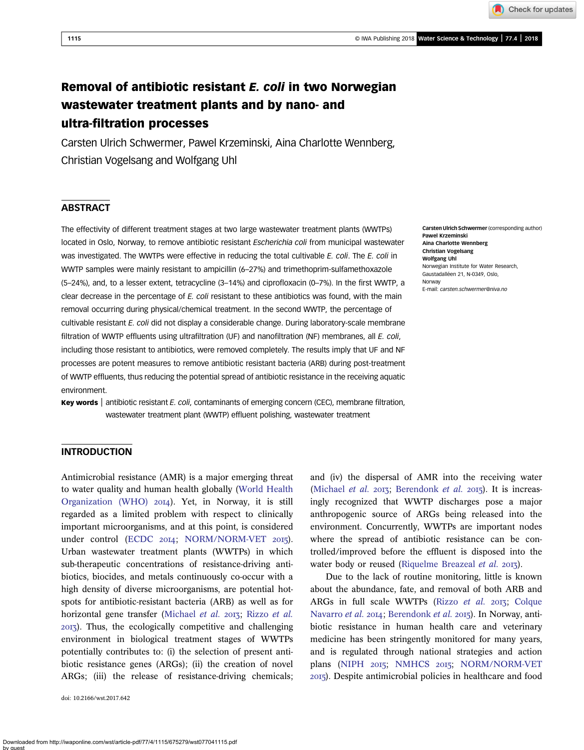# Removal of antibiotic resistant *E. coli* in two Norwegian wastewater treatment plants and by nano- and ultra-filtration processes

Carsten Ulrich Schwermer, Pawel Krzeminski, Aina Charlotte Wennberg, Christian Vogelsang and Wolfgang Uhl

## ABSTRACT

The effectivity of different treatment stages at two large wastewater treatment plants (WWTPs) located in Oslo, Norway, to remove antibiotic resistant *Escherichia coli* from municipal wastewater was investigated. The WWTPs were effective in reducing the total cultivable *E. coli*. The *E. coli* in WWTP samples were mainly resistant to ampicillin (6–27%) and trimethoprim-sulfamethoxazole (5–24%), and, to a lesser extent, tetracycline (3–14%) and ciprofloxacin (0–7%). In the first WWTP, a clear decrease in the percentage of *E. coli* resistant to these antibiotics was found, with the main removal occurring during physical/chemical treatment. In the second WWTP, the percentage of cultivable resistant *E. coli* did not display a considerable change. During laboratory-scale membrane filtration of WWTP effluents using ultrafiltration (UF) and nanofiltration (NF) membranes, all *E. coli*, including those resistant to antibiotics, were removed completely. The results imply that UF and NF processes are potent measures to remove antibiotic resistant bacteria (ARB) during post-treatment of WWTP effluents, thus reducing the potential spread of antibiotic resistance in the receiving aquatic environment.

**Key words** | antibiotic resistant *E. coli*, contaminants of emerging concern (CEC), membrane filtration, wastewater treatment plant (WWTP) effluent polishing, wastewater treatment

**Carsten Ulrich Schwermer** (corresponding author)
**Pawel Krzeminski**
**Aina Charlotte Wennberg**
**Christian Vogelsang**
**Wolfgang Uhl**
Norwegian Institute for Water Research,
Gaustadalléen 21, N-0349, Oslo,
Norway
E-mail: *carsten.schwermer@niva.no*

## INTRODUCTION

Antimicrobial resistance (AMR) is a major emerging threat to water quality and human health globally (World Health Organization (WHO) 2014). Yet, in Norway, it is still regarded as a limited problem with respect to clinically important microorganisms, and at this point, is considered under control (ECDC 2014; NORM/NORM-VET 2015). Urban wastewater treatment plants (WWTPs) in which sub-therapeutic concentrations of resistance-driving antibiotics, biocides, and metals continuously co-occur with a high density of diverse microorganisms, are potential hotspots for antibiotic-resistant bacteria (ARB) as well as for horizontal gene transfer (Michael *et al.* 2013; Rizzo *et al.* 2013). Thus, the ecologically competitive and challenging environment in biological treatment stages of WWTPs potentially contributes to: (i) the selection of present antibiotic resistance genes (ARGs); (ii) the creation of novel ARGs; (iii) the release of resistance-driving chemicals; and (iv) the dispersal of AMR into the receiving water (Michael *et al.* 2013; Berendonk *et al.* 2015). It is increasingly recognized that WWTP discharges pose a major anthropogenic source of ARGs being released into the environment. Concurrently, WWTPs are important nodes where the spread of antibiotic resistance can be controlled/improved before the effluent is disposed into the water body or reused (Riquelme Breazeal *et al.* 2013).

Due to the lack of routine monitoring, little is known about the abundance, fate, and removal of both ARB and ARGs in full scale WWTPs (Rizzo *et al.* 2013; Colque Navarro *et al.* 2014; Berendonk *et al.* 2015). In Norway, antibiotic resistance in human health care and veterinary medicine has been stringently monitored for many years, and is regulated through national strategies and action plans (NIPH 2015; NMHCS 2015; NORM/NORM-VET 2015). Despite antimicrobial policies in healthcare and food

doi: 10.2166/wst.2017.642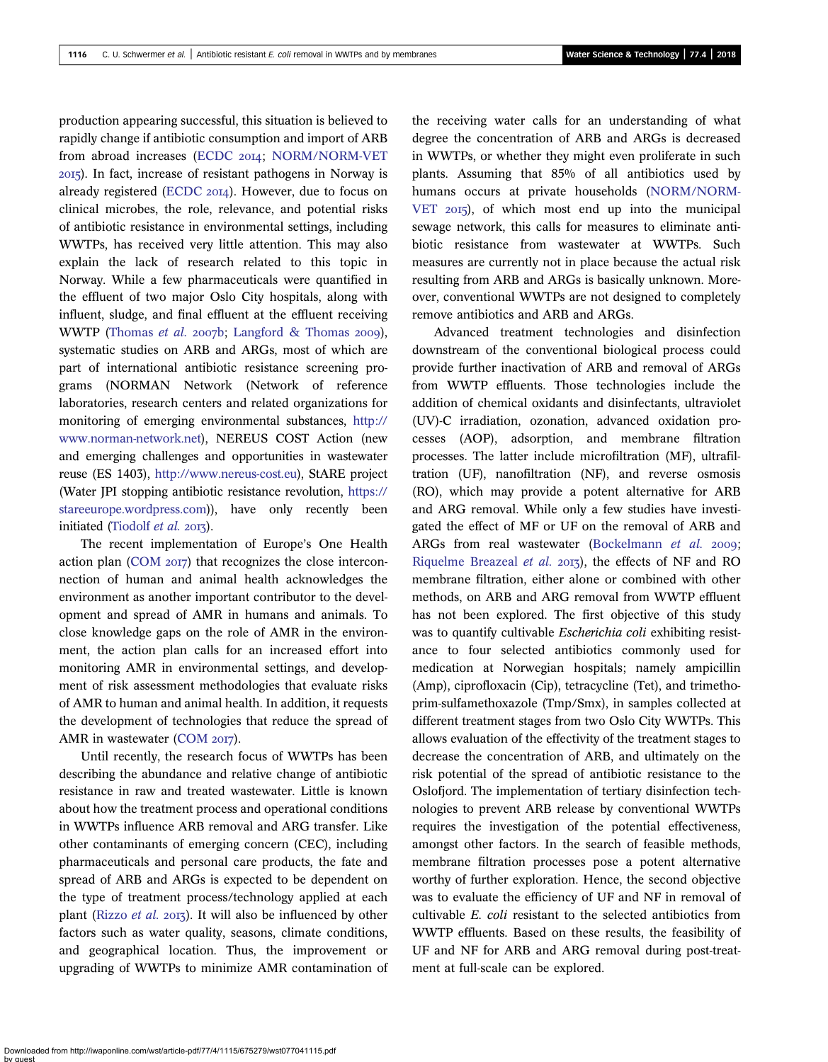production appearing successful, this situation is believed to rapidly change if antibiotic consumption and import of ARB from abroad increases (ECDC 2014; NORM/NORM-VET 2015). In fact, increase of resistant pathogens in Norway is already registered (ECDC 2014). However, due to focus on clinical microbes, the role, relevance, and potential risks of antibiotic resistance in environmental settings, including WWTPs, has received very little attention. This may also explain the lack of research related to this topic in Norway. While a few pharmaceuticals were quantified in the effluent of two major Oslo City hospitals, along with influent, sludge, and final effluent at the effluent receiving WWTP (Thomas *et al.* 2007b; Langford & Thomas 2009), systematic studies on ARB and ARGs, most of which are part of international antibiotic resistance screening programs (NORMAN Network (Network of reference laboratories, research centers and related organizations for monitoring of emerging environmental substances, http://www.norman-network.net), NEREUS COST Action (new and emerging challenges and opportunities in wastewater reuse (ES 1403), http://www.nereus-cost.eu), StARE project (Water JPI stopping antibiotic resistance revolution, https://stareeurope.wordpress.com)), have only recently been initiated (Tiodolf *et al.* 2013).

The recent implementation of Europe's One Health action plan (COM 2017) that recognizes the close interconnection of human and animal health acknowledges the environment as another important contributor to the development and spread of AMR in humans and animals. To close knowledge gaps on the role of AMR in the environment, the action plan calls for an increased effort into monitoring AMR in environmental settings, and development of risk assessment methodologies that evaluate risks of AMR to human and animal health. In addition, it requests the development of technologies that reduce the spread of AMR in wastewater (COM 2017).

Until recently, the research focus of WWTPs has been describing the abundance and relative change of antibiotic resistance in raw and treated wastewater. Little is known about how the treatment process and operational conditions in WWTPs influence ARB removal and ARG transfer. Like other contaminants of emerging concern (CEC), including pharmaceuticals and personal care products, the fate and spread of ARB and ARGs is expected to be dependent on the type of treatment process/technology applied at each plant (Rizzo *et al.* 2013). It will also be influenced by other factors such as water quality, seasons, climate conditions, and geographical location. Thus, the improvement or upgrading of WWTPs to minimize AMR contamination of the receiving water calls for an understanding of what degree the concentration of ARB and ARGs is decreased in WWTPs, or whether they might even proliferate in such plants. Assuming that 85% of all antibiotics used by humans occurs at private households (NORM/NORM-VET 2015), of which most end up into the municipal sewage network, this calls for measures to eliminate antibiotic resistance from wastewater at WWTPs. Such measures are currently not in place because the actual risk resulting from ARB and ARGs is basically unknown. Moreover, conventional WWTPs are not designed to completely remove antibiotics and ARB and ARGs.

Advanced treatment technologies and disinfection downstream of the conventional biological process could provide further inactivation of ARB and removal of ARGs from WWTP effluents. Those technologies include the addition of chemical oxidants and disinfectants, ultraviolet (UV)-C irradiation, ozonation, advanced oxidation processes (AOP), adsorption, and membrane filtration processes. The latter include microfiltration (MF), ultrafiltration (UF), nanofiltration (NF), and reverse osmosis (RO), which may provide a potent alternative for ARB and ARG removal. While only a few studies have investigated the effect of MF or UF on the removal of ARB and ARGs from real wastewater (Bockelmann *et al.* 2009; Riquelme Breazeal *et al.* 2013), the effects of NF and RO membrane filtration, either alone or combined with other methods, on ARB and ARG removal from WWTP effluent has not been explored. The first objective of this study was to quantify cultivable *Escherichia coli* exhibiting resistance to four selected antibiotics commonly used for medication at Norwegian hospitals; namely ampicillin (Amp), ciprofloxacin (Cip), tetracycline (Tet), and trimethoprim-sulfamethoxazole (Tmp/Smx), in samples collected at different treatment stages from two Oslo City WWTPs. This allows evaluation of the effectivity of the treatment stages to decrease the concentration of ARB, and ultimately on the risk potential of the spread of antibiotic resistance to the Oslofjord. The implementation of tertiary disinfection technologies to prevent ARB release by conventional WWTPs requires the investigation of the potential effectiveness, amongst other factors. In the search of feasible methods, membrane filtration processes pose a potent alternative worthy of further exploration. Hence, the second objective was to evaluate the efficiency of UF and NF in removal of cultivable *E. coli* resistant to the selected antibiotics from WWTP effluents. Based on these results, the feasibility of UF and NF for ARB and ARG removal during post-treatment at full-scale can be explored.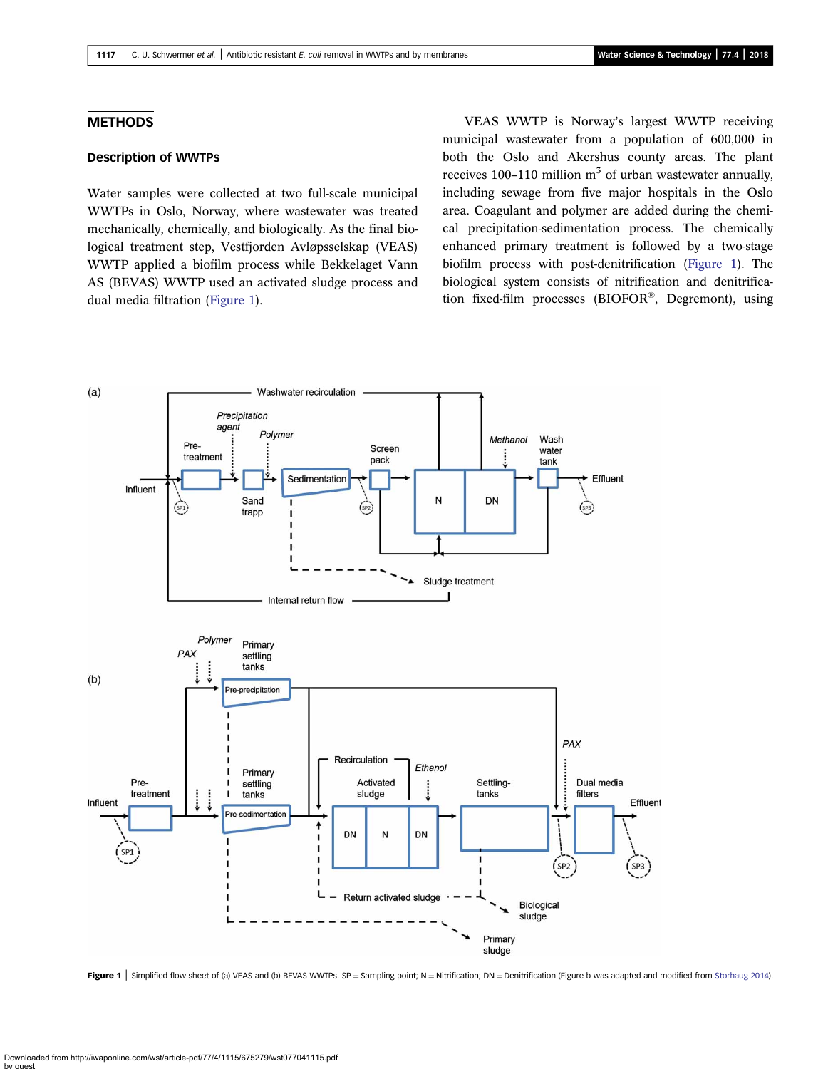## METHODS

### Description of WWTPs

Water samples were collected at two full-scale municipal WWTPs in Oslo, Norway, where wastewater was treated mechanically, chemically, and biologically. As the final biological treatment step, Vestfjorden Avløpsselskap (VEAS) WWTP applied a biofilm process while Bekkelaget Vann AS (BEVAS) WWTP used an activated sludge process and dual media filtration (Figure 1).

VEAS WWTP is Norway's largest WWTP receiving municipal wastewater from a population of 600,000 in both the Oslo and Akershus county areas. The plant receives 100–110 million m$^3$ of urban wastewater annually, including sewage from five major hospitals in the Oslo area. Coagulant and polymer are added during the chemical precipitation-sedimentation process. The chemically enhanced primary treatment is followed by a two-stage biofilm process with post-denitrification (Figure 1). The biological system consists of nitrification and denitrification fixed-film processes (BIOFOR®, Degremont), using

**Figure 1** | Simplified flow sheet of (a) VEAS and (b) BEVAS WWTPs. SP = Sampling point; N = Nitrification; DN = Denitrification (Figure b was adapted and modified from Storhaug 2014).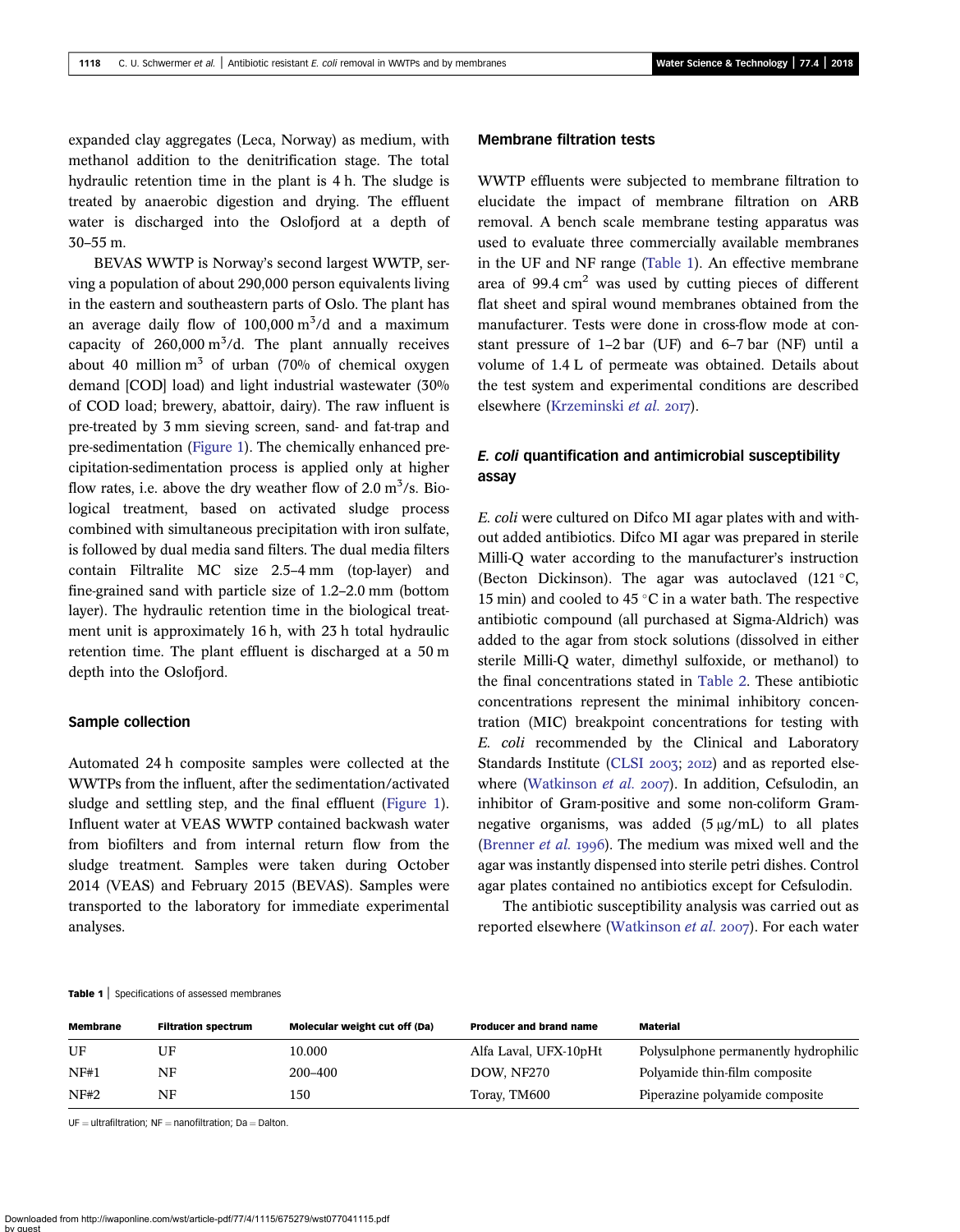expanded clay aggregates (Leca, Norway) as medium, with methanol addition to the denitrification stage. The total hydraulic retention time in the plant is 4 h. The sludge is treated by anaerobic digestion and drying. The effluent water is discharged into the Oslofjord at a depth of 30–55 m.

BEVAS WWTP is Norway's second largest WWTP, serving a population of about 290,000 person equivalents living in the eastern and southeastern parts of Oslo. The plant has an average daily flow of 100,000 $m^3$/d and a maximum capacity of 260,000 $m^3$/d. The plant annually receives about 40 million $m^3$ of urban (70% of chemical oxygen demand [COD] load) and light industrial wastewater (30% of COD load; brewery, abattoir, dairy). The raw influent is pre-treated by 3 mm sieving screen, sand- and fat-trap and pre-sedimentation (Figure 1). The chemically enhanced precipitation-sedimentation process is applied only at higher flow rates, i.e. above the dry weather flow of 2.0 $m^3$/s. Biological treatment, based on activated sludge process combined with simultaneous precipitation with iron sulfate, is followed by dual media sand filters. The dual media filters contain Filtralite MC size 2.5–4 mm (top-layer) and fine-grained sand with particle size of 1.2–2.0 mm (bottom layer). The hydraulic retention time in the biological treatment unit is approximately 16 h, with 23 h total hydraulic retention time. The plant effluent is discharged at a 50 m depth into the Oslofjord.

### Sample collection

Automated 24 h composite samples were collected at the WWTPs from the influent, after the sedimentation/activated sludge and settling step, and the final effluent (Figure 1). Influent water at VEAS WWTP contained backwash water from biofilters and from internal return flow from the sludge treatment. Samples were taken during October 2014 (VEAS) and February 2015 (BEVAS). Samples were transported to the laboratory for immediate experimental analyses.

### Membrane filtration tests

WWTP effluents were subjected to membrane filtration to elucidate the impact of membrane filtration on ARB removal. A bench scale membrane testing apparatus was used to evaluate three commercially available membranes in the UF and NF range (Table 1). An effective membrane area of 99.4 $cm^2$ was used by cutting pieces of different flat sheet and spiral wound membranes obtained from the manufacturer. Tests were done in cross-flow mode at constant pressure of 1–2 bar (UF) and 6–7 bar (NF) until a volume of 1.4 L of permeate was obtained. Details about the test system and experimental conditions are described elsewhere (Krzeminski *et al.* 2017).

### *E. coli* quantification and antimicrobial susceptibility assay

*E. coli* were cultured on Difco MI agar plates with and without added antibiotics. Difco MI agar was prepared in sterile Milli-Q water according to the manufacturer's instruction (Becton Dickinson). The agar was autoclaved (121 °C, 15 min) and cooled to 45 °C in a water bath. The respective antibiotic compound (all purchased at Sigma-Aldrich) was added to the agar from stock solutions (dissolved in either sterile Milli-Q water, dimethyl sulfoxide, or methanol) to the final concentrations stated in Table 2. These antibiotic concentrations represent the minimal inhibitory concentration (MIC) breakpoint concentrations for testing with *E. coli* recommended by the Clinical and Laboratory Standards Institute (CLSI 2003; 2012) and as reported elsewhere (Watkinson *et al.* 2007). In addition, Cefsulodin, an inhibitor of Gram-positive and some non-coliform Gram-negative organisms, was added (5 μg/mL) to all plates (Brenner *et al.* 1996). The medium was mixed well and the agar was instantly dispensed into sterile petri dishes. Control agar plates contained no antibiotics except for Cefsulodin.

The antibiotic susceptibility analysis was carried out as reported elsewhere (Watkinson *et al.* 2007). For each water

**Table 1** | Specifications of assessed membranes

| Membrane | Filtration spectrum | Molecular weight cut off (Da) | Producer and brand name | Material |
|---|---|---|---|---|
| UF | UF | 10.000 | Alfa Laval, UFX-10pHt | Polysulphone permanently hydrophilic |
| NF#1 | NF | 200–400 | DOW, NF270 | Polyamide thin-film composite |
| NF#2 | NF | 150 | Toray, TM600 | Piperazine polyamide composite |

UF = ultrafiltration; NF = nanofiltration; Da = Dalton.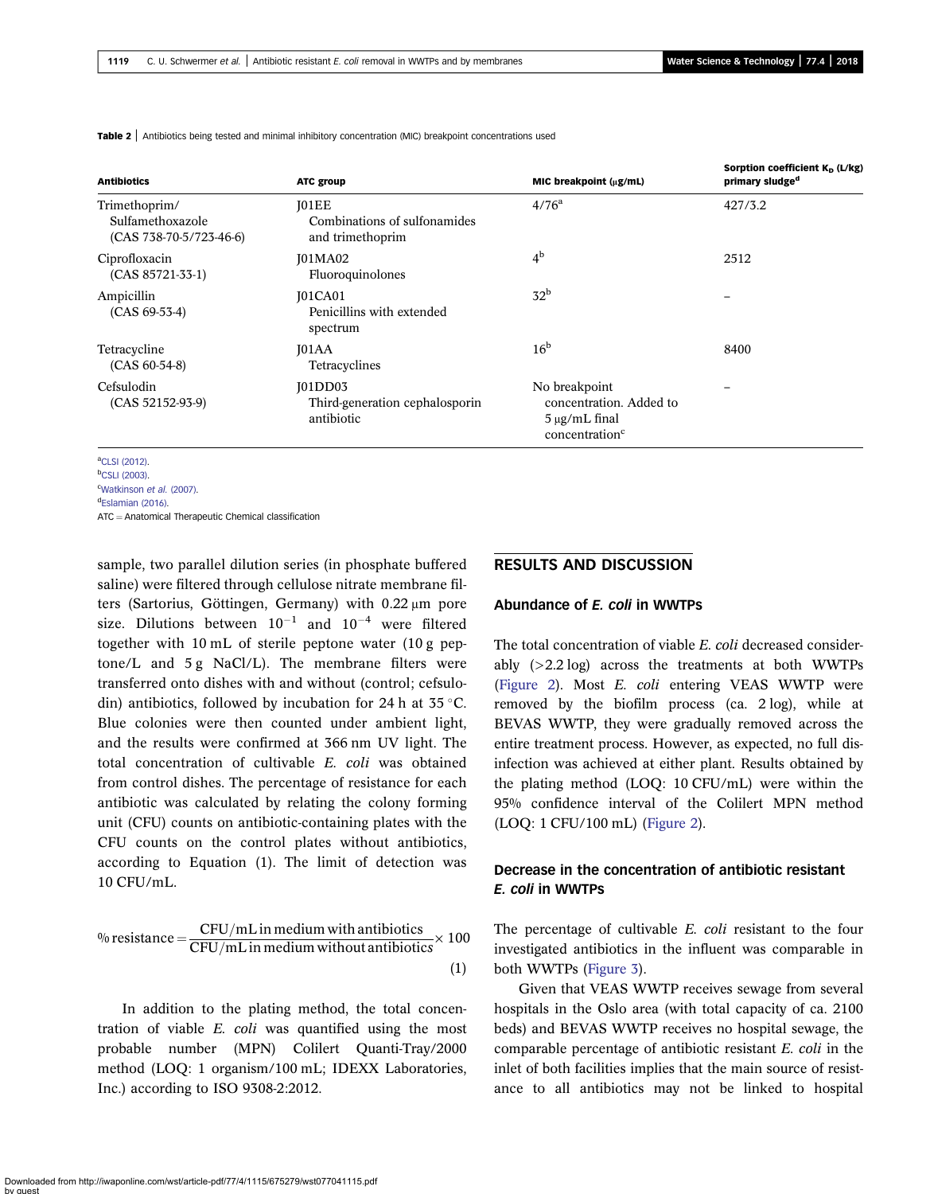**Table 2** | Antibiotics being tested and minimal inhibitory concentration (MIC) breakpoint concentrations used

| Antibiotics | ATC group | MIC breakpoint (μg/mL) | Sorption coefficient $K_D$ (L/kg) primary sludge[d] |
|---|---|---|---|
| Trimethoprim/ Sulfamethoxazole (CAS 738-70-5/723-46-6) | J01EE Combinations of sulfonamides and trimethoprim | 4/76[a] | 427/3.2 |
| Ciprofloxacin (CAS 85721-33-1) | J01MA02 Fluoroquinolones | 4[b] | 2512 |
| Ampicillin (CAS 69-53-4) | J01CA01 Penicillins with extended spectrum | 32[b] | – |
| Tetracycline (CAS 60-54-8) | J01AA Tetracyclines | 16[b] | 8400 |
| Cefsulodin (CAS 52152-93-9) | J01DD03 Third-generation cephalosporin antibiotic | No breakpoint concentration. Added to 5 μg/mL final concentration[c] | – |

[a]CLSI (2012).
[b]CSLI (2003).
[c]Watkinson *et al.* (2007).
[d]Eslamian (2016).
ATC = Anatomical Therapeutic Chemical classification

sample, two parallel dilution series (in phosphate buffered saline) were filtered through cellulose nitrate membrane filters (Sartorius, Göttingen, Germany) with 0.22 μm pore size. Dilutions between $10^{-1}$ and $10^{-4}$ were filtered together with 10 mL of sterile peptone water (10 g peptone/L and 5 g NaCl/L). The membrane filters were transferred onto dishes with and without (control; cefsulodin) antibiotics, followed by incubation for 24 h at 35 °C. Blue colonies were then counted under ambient light, and the results were confirmed at 366 nm UV light. The total concentration of cultivable *E. coli* was obtained from control dishes. The percentage of resistance for each antibiotic was calculated by relating the colony forming unit (CFU) counts on antibiotic-containing plates with the CFU counts on the control plates without antibiotics, according to Equation (1). The limit of detection was 10 CFU/mL.

$$\% \, \text{resistance} = \frac{\text{CFU/mL in medium with antibiotics}}{\text{CFU/mL in medium without antibiotics}} \times 100 \quad (1)$$

In addition to the plating method, the total concentration of viable *E. coli* was quantified using the most probable number (MPN) Colilert Quanti-Tray/2000 method (LOQ: 1 organism/100 mL; IDEXX Laboratories, Inc.) according to ISO 9308-2:2012.

## RESULTS AND DISCUSSION

### Abundance of *E. coli* in WWTPs

The total concentration of viable *E. coli* decreased considerably (>2.2 log) across the treatments at both WWTPs (Figure 2). Most *E. coli* entering VEAS WWTP were removed by the biofilm process (ca. 2 log), while at BEVAS WWTP, they were gradually removed across the entire treatment process. However, as expected, no full disinfection was achieved at either plant. Results obtained by the plating method (LOQ: 10 CFU/mL) were within the 95% confidence interval of the Colilert MPN method (LOQ: 1 CFU/100 mL) (Figure 2).

### Decrease in the concentration of antibiotic resistant *E. coli* in WWTPs

The percentage of cultivable *E. coli* resistant to the four investigated antibiotics in the influent was comparable in both WWTPs (Figure 3).

Given that VEAS WWTP receives sewage from several hospitals in the Oslo area (with total capacity of ca. 2100 beds) and BEVAS WWTP receives no hospital sewage, the comparable percentage of antibiotic resistant *E. coli* in the inlet of both facilities implies that the main source of resistance to all antibiotics may not be linked to hospital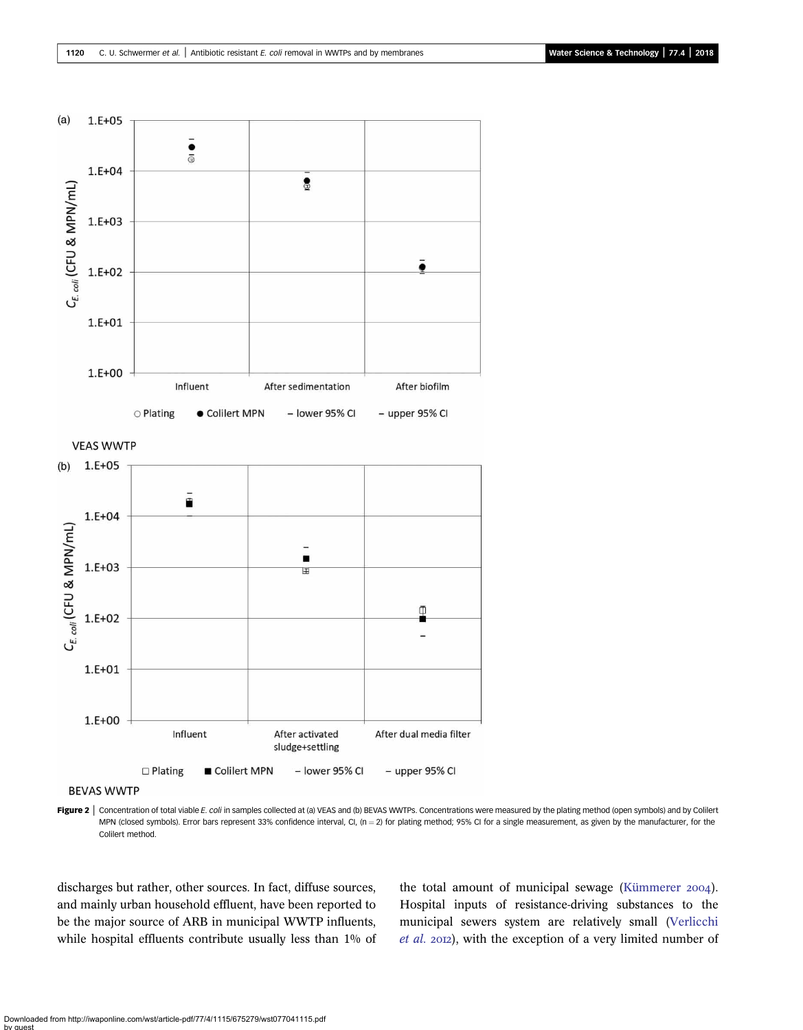**Figure 2** | Concentration of total viable *E. coli* in samples collected at (a) VEAS and (b) BEVAS WWTPs. Concentrations were measured by the plating method (open symbols) and by Colilert MPN (closed symbols). Error bars represent 33% confidence interval, CI, (n = 2) for plating method; 95% CI for a single measurement, as given by the manufacturer, for the Colilert method.

discharges but rather, other sources. In fact, diffuse sources, and mainly urban household effluent, have been reported to be the major source of ARB in municipal WWTP influents, while hospital effluents contribute usually less than 1% of the total amount of municipal sewage (Kümmerer 2004). Hospital inputs of resistance-driving substances to the municipal sewers system are relatively small (Verlicchi *et al.* 2012), with the exception of a very limited number of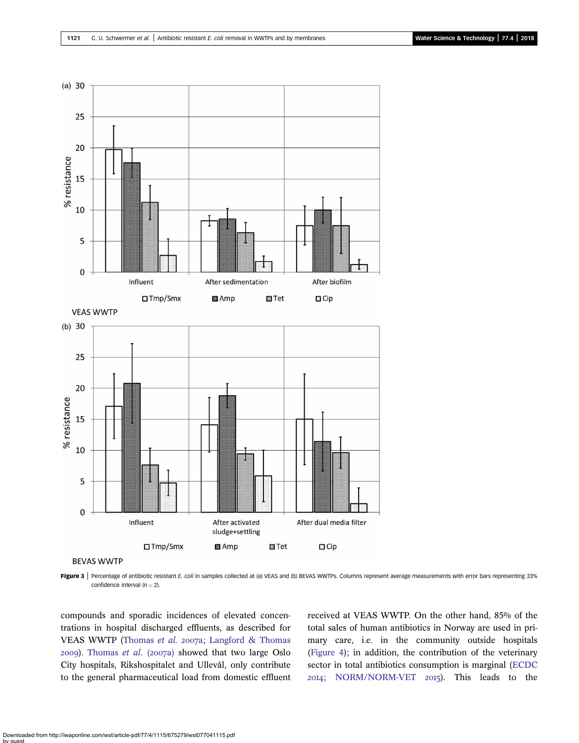Figure 3 | Percentage of antibiotic resistant *E. coli* in samples collected at (a) VEAS and (b) BEVAS WWTPs. Columns represent average measurements with error bars representing 33% confidence interval (n = 2).

compounds and sporadic incidences of elevated concentrations in hospital discharged effluents, as described for VEAS WWTP (Thomas *et al.* 2007a; Langford & Thomas 2009). Thomas *et al.* (2007a) showed that two large Oslo City hospitals, Rikshospitalet and Ullevål, only contribute to the general pharmaceutical load from domestic effluent received at VEAS WWTP. On the other hand, 85% of the total sales of human antibiotics in Norway are used in primary care, i.e. in the community outside hospitals (Figure 4); in addition, the contribution of the veterinary sector in total antibiotics consumption is marginal (ECDC 2014; NORM/NORM-VET 2015). This leads to the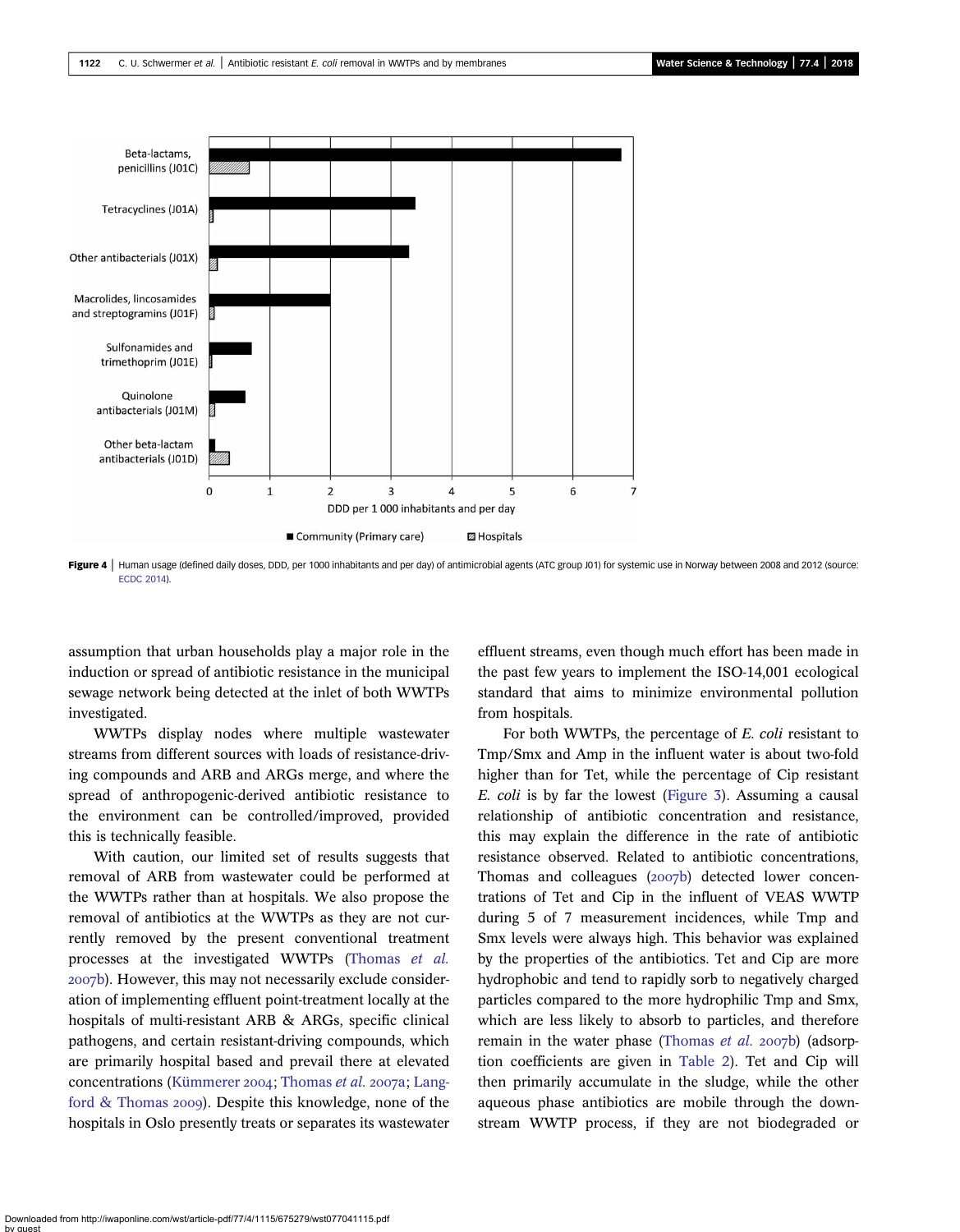**Figure 4** | Human usage (defined daily doses, DDD, per 1000 inhabitants and per day) of antimicrobial agents (ATC group J01) for systemic use in Norway between 2008 and 2012 (source: ECDC 2014).

assumption that urban households play a major role in the induction or spread of antibiotic resistance in the municipal sewage network being detected at the inlet of both WWTPs investigated.

WWTPs display nodes where multiple wastewater streams from different sources with loads of resistance-driving compounds and ARB and ARGs merge, and where the spread of anthropogenic-derived antibiotic resistance to the environment can be controlled/improved, provided this is technically feasible.

With caution, our limited set of results suggests that removal of ARB from wastewater could be performed at the WWTPs rather than at hospitals. We also propose the removal of antibiotics at the WWTPs as they are not currently removed by the present conventional treatment processes at the investigated WWTPs (Thomas *et al.* 2007b). However, this may not necessarily exclude consideration of implementing effluent point-treatment locally at the hospitals of multi-resistant ARB & ARGs, specific clinical pathogens, and certain resistant-driving compounds, which are primarily hospital based and prevail there at elevated concentrations (Kümmerer 2004; Thomas *et al.* 2007a; Langford & Thomas 2009). Despite this knowledge, none of the hospitals in Oslo presently treats or separates its wastewater effluent streams, even though much effort has been made in the past few years to implement the ISO-14,001 ecological standard that aims to minimize environmental pollution from hospitals.

For both WWTPs, the percentage of *E. coli* resistant to Tmp/Smx and Amp in the influent water is about two-fold higher than for Tet, while the percentage of Cip resistant *E. coli* is by far the lowest (Figure 3). Assuming a causal relationship of antibiotic concentration and resistance, this may explain the difference in the rate of antibiotic resistance observed. Related to antibiotic concentrations, Thomas and colleagues (2007b) detected lower concentrations of Tet and Cip in the influent of VEAS WWTP during 5 of 7 measurement incidences, while Tmp and Smx levels were always high. This behavior was explained by the properties of the antibiotics. Tet and Cip are more hydrophobic and tend to rapidly sorb to negatively charged particles compared to the more hydrophilic Tmp and Smx, which are less likely to absorb to particles, and therefore remain in the water phase (Thomas *et al.* 2007b) (adsorption coefficients are given in Table 2). Tet and Cip will then primarily accumulate in the sludge, while the other aqueous phase antibiotics are mobile through the downstream WWTP process, if they are not biodegraded or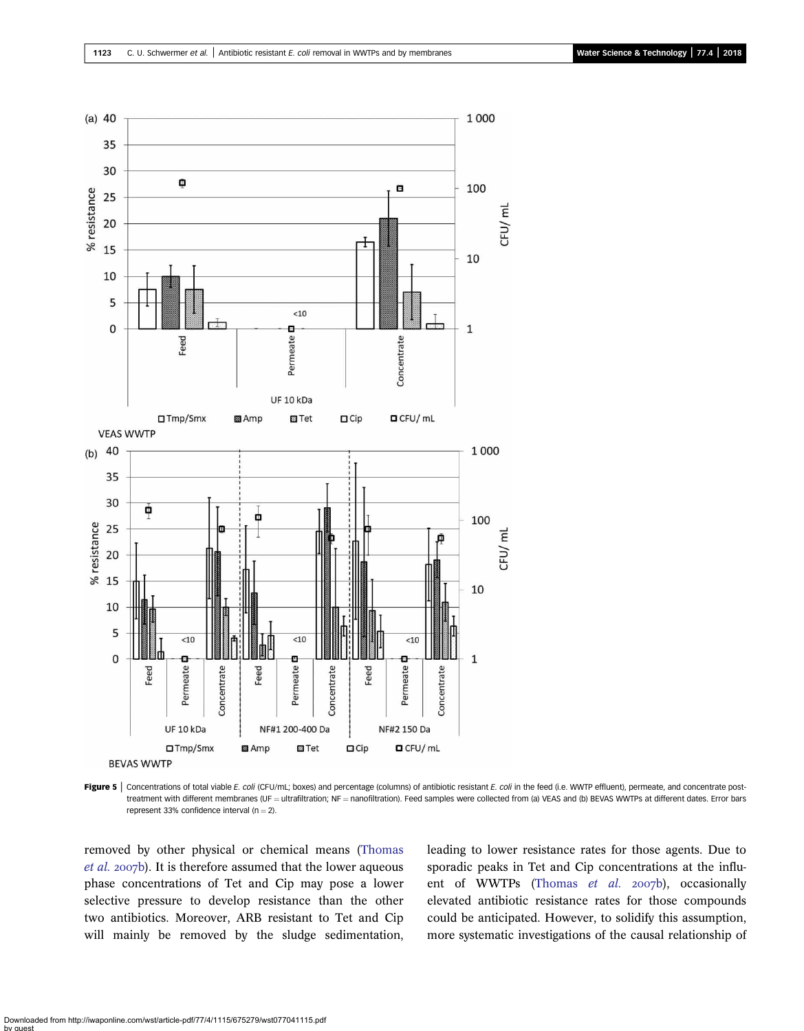**Figure 5** | Concentrations of total viable *E. coli* (CFU/mL; boxes) and percentage (columns) of antibiotic resistant *E. coli* in the feed (i.e. WWTP effluent), permeate, and concentrate post-treatment with different membranes (UF = ultrafiltration; NF = nanofiltration). Feed samples were collected from (a) VEAS and (b) BEVAS WWTPs at different dates. Error bars represent 33% confidence interval (n = 2).

removed by other physical or chemical means (Thomas *et al.* 2007b). It is therefore assumed that the lower aqueous phase concentrations of Tet and Cip may pose a lower selective pressure to develop resistance than the other two antibiotics. Moreover, ARB resistant to Tet and Cip will mainly be removed by the sludge sedimentation, leading to lower resistance rates for those agents. Due to sporadic peaks in Tet and Cip concentrations at the influent of WWTPs (Thomas *et al.* 2007b), occasionally elevated antibiotic resistance rates for those compounds could be anticipated. However, to solidify this assumption, more systematic investigations of the causal relationship of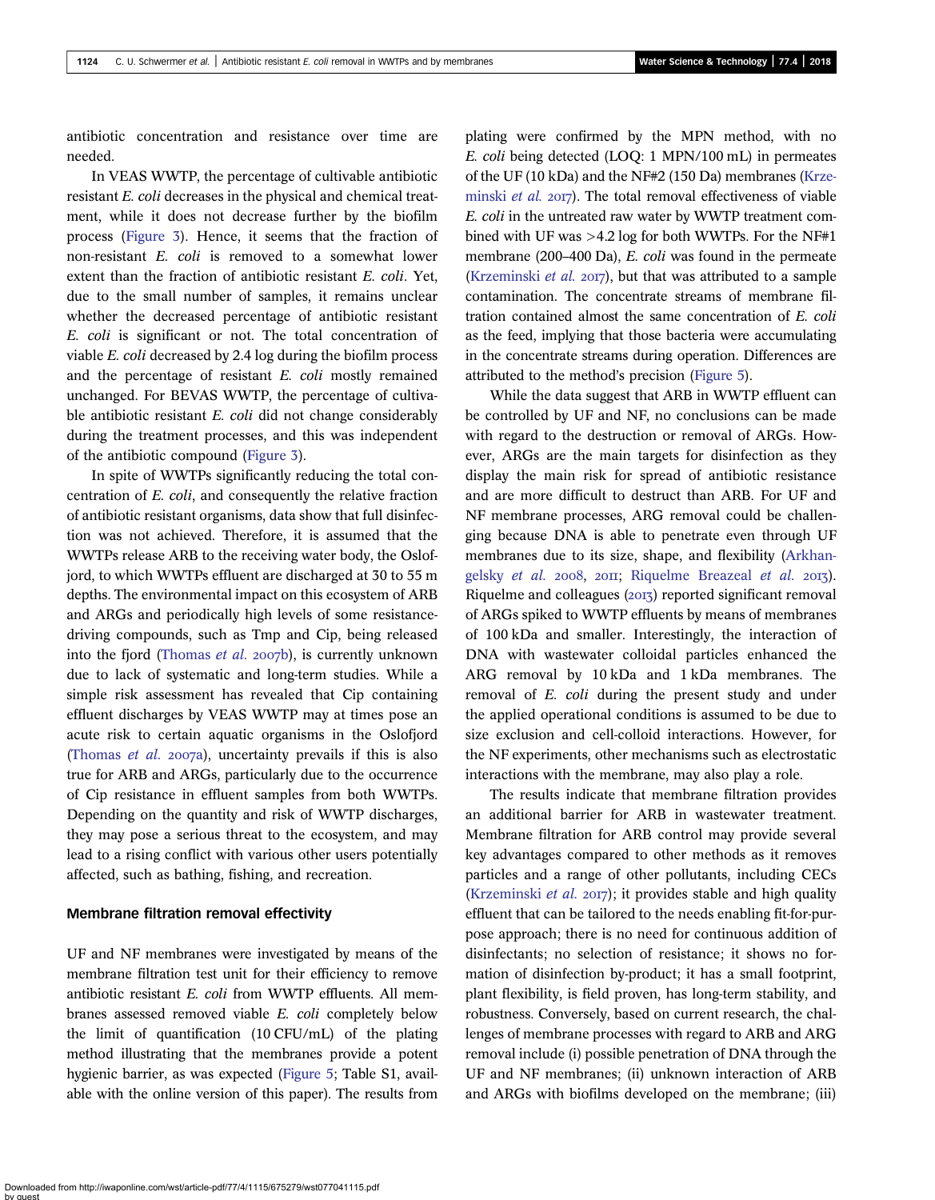antibiotic concentration and resistance over time are needed.

In VEAS WWTP, the percentage of cultivable antibiotic resistant *E. coli* decreases in the physical and chemical treatment, while it does not decrease further by the biofilm process (Figure 3). Hence, it seems that the fraction of non-resistant *E. coli* is removed to a somewhat lower extent than the fraction of antibiotic resistant *E. coli*. Yet, due to the small number of samples, it remains unclear whether the decreased percentage of antibiotic resistant *E. coli* is significant or not. The total concentration of viable *E. coli* decreased by 2.4 log during the biofilm process and the percentage of resistant *E. coli* mostly remained unchanged. For BEVAS WWTP, the percentage of cultivable antibiotic resistant *E. coli* did not change considerably during the treatment processes, and this was independent of the antibiotic compound (Figure 3).

In spite of WWTPs significantly reducing the total concentration of *E. coli*, and consequently the relative fraction of antibiotic resistant organisms, data show that full disinfection was not achieved. Therefore, it is assumed that the WWTPs release ARB to the receiving water body, the Oslofjord, to which WWTPs effluent are discharged at 30 to 55 m depths. The environmental impact on this ecosystem of ARB and ARGs and periodically high levels of some resistance-driving compounds, such as Tmp and Cip, being released into the fjord (Thomas *et al.* 2007b), is currently unknown due to lack of systematic and long-term studies. While a simple risk assessment has revealed that Cip containing effluent discharges by VEAS WWTP may at times pose an acute risk to certain aquatic organisms in the Oslofjord (Thomas *et al.* 2007a), uncertainty prevails if this is also true for ARB and ARGs, particularly due to the occurrence of Cip resistance in effluent samples from both WWTPs. Depending on the quantity and risk of WWTP discharges, they may pose a serious threat to the ecosystem, and may lead to a rising conflict with various other users potentially affected, such as bathing, fishing, and recreation.

### Membrane filtration removal effectivity

UF and NF membranes were investigated by means of the membrane filtration test unit for their efficiency to remove antibiotic resistant *E. coli* from WWTP effluents. All membranes assessed removed viable *E. coli* completely below the limit of quantification (10 CFU/mL) of the plating method illustrating that the membranes provide a potent hygienic barrier, as was expected (Figure 5; Table S1, available with the online version of this paper). The results from plating were confirmed by the MPN method, with no *E. coli* being detected (LOQ: 1 MPN/100 mL) in permeates of the UF (10 kDa) and the NF#2 (150 Da) membranes (Krzeminski *et al.* 2017). The total removal effectiveness of viable *E. coli* in the untreated raw water by WWTP treatment combined with UF was >4.2 log for both WWTPs. For the NF#1 membrane (200–400 Da), *E. coli* was found in the permeate (Krzeminski *et al.* 2017), but that was attributed to a sample contamination. The concentrate streams of membrane filtration contained almost the same concentration of *E. coli* as the feed, implying that those bacteria were accumulating in the concentrate streams during operation. Differences are attributed to the method's precision (Figure 5).

While the data suggest that ARB in WWTP effluent can be controlled by UF and NF, no conclusions can be made with regard to the destruction or removal of ARGs. However, ARGs are the main targets for disinfection as they display the main risk for spread of antibiotic resistance and are more difficult to destruct than ARB. For UF and NF membrane processes, ARG removal could be challenging because DNA is able to penetrate even through UF membranes due to its size, shape, and flexibility (Arkhangelsky *et al.* 2008, 2011; Riquelme Breazeal *et al.* 2013). Riquelme and colleagues (2013) reported significant removal of ARGs spiked to WWTP effluents by means of membranes of 100 kDa and smaller. Interestingly, the interaction of DNA with wastewater colloidal particles enhanced the ARG removal by 10 kDa and 1 kDa membranes. The removal of *E. coli* during the present study and under the applied operational conditions is assumed to be due to size exclusion and cell-colloid interactions. However, for the NF experiments, other mechanisms such as electrostatic interactions with the membrane, may also play a role.

The results indicate that membrane filtration provides an additional barrier for ARB in wastewater treatment. Membrane filtration for ARB control may provide several key advantages compared to other methods as it removes particles and a range of other pollutants, including CECs (Krzeminski *et al.* 2017); it provides stable and high quality effluent that can be tailored to the needs enabling fit-for-purpose approach; there is no need for continuous addition of disinfectants; no selection of resistance; it shows no formation of disinfection by-product; it has a small footprint, plant flexibility, is field proven, has long-term stability, and robustness. Conversely, based on current research, the challenges of membrane processes with regard to ARB and ARG removal include (i) possible penetration of DNA through the UF and NF membranes; (ii) unknown interaction of ARB and ARGs with biofilms developed on the membrane; (iii)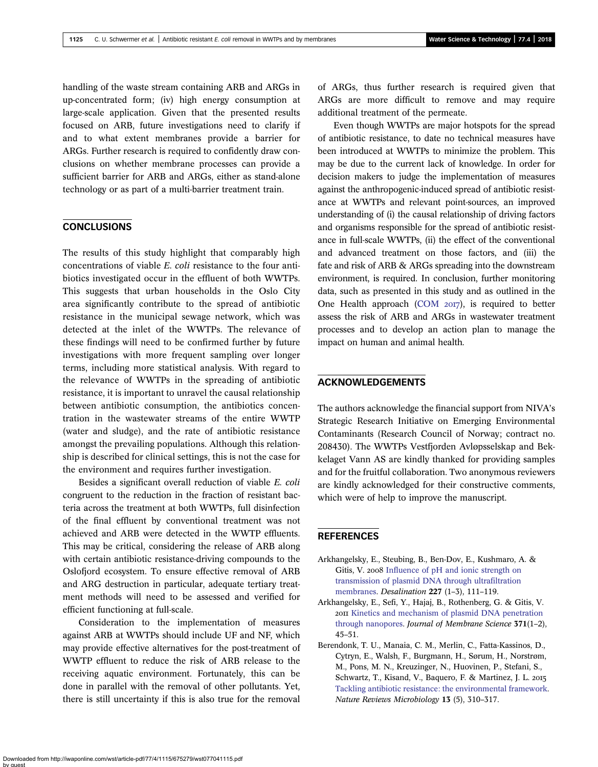handling of the waste stream containing ARB and ARGs in up-concentrated form; (iv) high energy consumption at large-scale application. Given that the presented results focused on ARB, future investigations need to clarify if and to what extent membranes provide a barrier for ARGs. Further research is required to confidently draw conclusions on whether membrane processes can provide a sufficient barrier for ARB and ARGs, either as stand-alone technology or as part of a multi-barrier treatment train.

## CONCLUSIONS

The results of this study highlight that comparably high concentrations of viable *E. coli* resistance to the four antibiotics investigated occur in the effluent of both WWTPs. This suggests that urban households in the Oslo City area significantly contribute to the spread of antibiotic resistance in the municipal sewage network, which was detected at the inlet of the WWTPs. The relevance of these findings will need to be confirmed further by future investigations with more frequent sampling over longer terms, including more statistical analysis. With regard to the relevance of WWTPs in the spreading of antibiotic resistance, it is important to unravel the causal relationship between antibiotic consumption, the antibiotics concentration in the wastewater streams of the entire WWTP (water and sludge), and the rate of antibiotic resistance amongst the prevailing populations. Although this relationship is described for clinical settings, this is not the case for the environment and requires further investigation.

Besides a significant overall reduction of viable *E. coli* congruent to the reduction in the fraction of resistant bacteria across the treatment at both WWTPs, full disinfection of the final effluent by conventional treatment was not achieved and ARB were detected in the WWTP effluents. This may be critical, considering the release of ARB along with certain antibiotic resistance-driving compounds to the Oslofjord ecosystem. To ensure effective removal of ARB and ARG destruction in particular, adequate tertiary treatment methods will need to be assessed and verified for efficient functioning at full-scale.

Consideration to the implementation of measures against ARB at WWTPs should include UF and NF, which may provide effective alternatives for the post-treatment of WWTP effluent to reduce the risk of ARB release to the receiving aquatic environment. Fortunately, this can be done in parallel with the removal of other pollutants. Yet, there is still uncertainty if this is also true for the removal of ARGs, thus further research is required given that ARGs are more difficult to remove and may require additional treatment of the permeate.

Even though WWTPs are major hotspots for the spread of antibiotic resistance, to date no technical measures have been introduced at WWTPs to minimize the problem. This may be due to the current lack of knowledge. In order for decision makers to judge the implementation of measures against the anthropogenic-induced spread of antibiotic resistance at WWTPs and relevant point-sources, an improved understanding of (i) the causal relationship of driving factors and organisms responsible for the spread of antibiotic resistance in full-scale WWTPs, (ii) the effect of the conventional and advanced treatment on those factors, and (iii) the fate and risk of ARB & ARGs spreading into the downstream environment, is required. In conclusion, further monitoring data, such as presented in this study and as outlined in the One Health approach (COM 2017), is required to better assess the risk of ARB and ARGs in wastewater treatment processes and to develop an action plan to manage the impact on human and animal health.

## ACKNOWLEDGEMENTS

The authors acknowledge the financial support from NIVA's Strategic Research Initiative on Emerging Environmental Contaminants (Research Council of Norway; contract no. 208430). The WWTPs Vestfjorden Avløpsselskap and Bekkelaget Vann AS are kindly thanked for providing samples and for the fruitful collaboration. Two anonymous reviewers are kindly acknowledged for their constructive comments, which were of help to improve the manuscript.

## REFERENCES

Arkhangelsky, E., Steubing, B., Ben-Dov, E., Kushmaro, A. & Gitis, V. 2008 Influence of pH and ionic strength on transmission of plasmid DNA through ultrafiltration membranes. *Desalination* **227** (1–3), 111–119.

Arkhangelsky, E., Sefi, Y., Hajaj, B., Rothenberg, G. & Gitis, V. 2011 Kinetics and mechanism of plasmid DNA penetration through nanopores. *Journal of Membrane Science* **371**(1–2), 45–51.

Berendonk, T. U., Manaia, C. M., Merlin, C., Fatta-Kassinos, D., Cytryn, E., Walsh, F., Burgmann, H., Sørum, H., Norstrøm, M., Pons, M. N., Kreuzinger, N., Huovinen, P., Stefani, S., Schwartz, T., Kisand, V., Baquero, F. & Martinez, J. L. 2015 Tackling antibiotic resistance: the environmental framework. *Nature Reviews Microbiology* **13** (5), 310–317.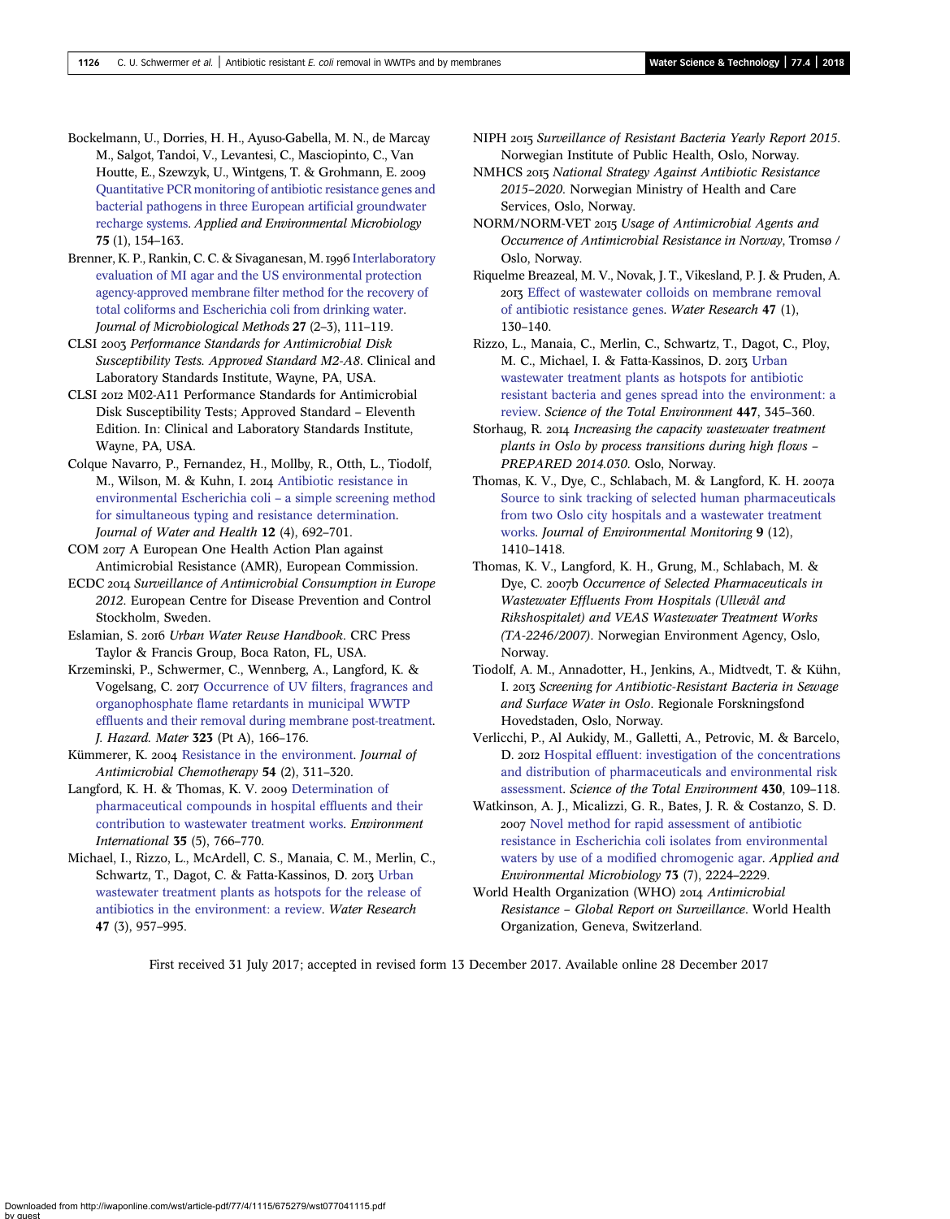Bockelmann, U., Dorries, H. H., Ayuso-Gabella, M. N., de Marcay M., Salgot, Tandoi, V., Levantesi, C., Masciopinto, C., Van Houtte, E., Szewzyk, U., Wintgens, T. & Grohmann, E. 2009 Quantitative PCR monitoring of antibiotic resistance genes and bacterial pathogens in three European artificial groundwater recharge systems. *Applied and Environmental Microbiology* **75** (1), 154–163.

Brenner, K. P., Rankin, C. C. & Sivaganesan, M. 1996 Interlaboratory evaluation of MI agar and the US environmental protection agency-approved membrane filter method for the recovery of total coliforms and Escherichia coli from drinking water. *Journal of Microbiological Methods* **27** (2–3), 111–119.

CLSI 2003 *Performance Standards for Antimicrobial Disk Susceptibility Tests. Approved Standard M2-A8*. Clinical and Laboratory Standards Institute, Wayne, PA, USA.

CLSI 2012 M02-A11 Performance Standards for Antimicrobial Disk Susceptibility Tests; Approved Standard – Eleventh Edition. In: Clinical and Laboratory Standards Institute, Wayne, PA, USA.

Colque Navarro, P., Fernandez, H., Mollby, R., Otth, L., Tiodolf, M., Wilson, M. & Kuhn, I. 2014 Antibiotic resistance in environmental Escherichia coli – a simple screening method for simultaneous typing and resistance determination. *Journal of Water and Health* **12** (4), 692–701.

COM 2017 A European One Health Action Plan against Antimicrobial Resistance (AMR), European Commission.

ECDC 2014 *Surveillance of Antimicrobial Consumption in Europe 2012*. European Centre for Disease Prevention and Control Stockholm, Sweden.

Eslamian, S. 2016 *Urban Water Reuse Handbook*. CRC Press Taylor & Francis Group, Boca Raton, FL, USA.

Krzeminski, P., Schwermer, C., Wennberg, A., Langford, K. & Vogelsang, C. 2017 Occurrence of UV filters, fragrances and organophosphate flame retardants in municipal WWTP effluents and their removal during membrane post-treatment. *J. Hazard. Mater* **323** (Pt A), 166–176.

Kümmerer, K. 2004 Resistance in the environment. *Journal of Antimicrobial Chemotherapy* **54** (2), 311–320.

Langford, K. H. & Thomas, K. V. 2009 Determination of pharmaceutical compounds in hospital effluents and their contribution to wastewater treatment works. *Environment International* **35** (5), 766–770.

Michael, I., Rizzo, L., McArdell, C. S., Manaia, C. M., Merlin, C., Schwartz, T., Dagot, C. & Fatta-Kassinos, D. 2013 Urban wastewater treatment plants as hotspots for the release of antibiotics in the environment: a review. *Water Research* **47** (3), 957–995.

NIPH 2015 *Surveillance of Resistant Bacteria Yearly Report 2015*. Norwegian Institute of Public Health, Oslo, Norway.

NMHCS 2015 *National Strategy Against Antibiotic Resistance 2015–2020*. Norwegian Ministry of Health and Care Services, Oslo, Norway.

NORM/NORM-VET 2015 *Usage of Antimicrobial Agents and Occurrence of Antimicrobial Resistance in Norway*, Tromsø / Oslo, Norway.

Riquelme Breazeal, M. V., Novak, J. T., Vikesland, P. J. & Pruden, A. 2013 Effect of wastewater colloids on membrane removal of antibiotic resistance genes. *Water Research* **47** (1), 130–140.

Rizzo, L., Manaia, C., Merlin, C., Schwartz, T., Dagot, C., Ploy, M. C., Michael, I. & Fatta-Kassinos, D. 2013 Urban wastewater treatment plants as hotspots for antibiotic resistant bacteria and genes spread into the environment: a review. *Science of the Total Environment* **447**, 345–360.

Storhaug, R. 2014 *Increasing the capacity wastewater treatment plants in Oslo by process transitions during high flows – PREPARED 2014.030*. Oslo, Norway.

Thomas, K. V., Dye, C., Schlabach, M. & Langford, K. H. 2007a Source to sink tracking of selected human pharmaceuticals from two Oslo city hospitals and a wastewater treatment works. *Journal of Environmental Monitoring* **9** (12), 1410–1418.

Thomas, K. V., Langford, K. H., Grung, M., Schlabach, M. & Dye, C. 2007b *Occurrence of Selected Pharmaceuticals in Wastewater Effluents From Hospitals (Ullevål and Rikshospitalet) and VEAS Wastewater Treatment Works (TA-2246/2007)*. Norwegian Environment Agency, Oslo, Norway.

Tiodolf, A. M., Annadotter, H., Jenkins, A., Midtvedt, T. & Kühn, I. 2013 *Screening for Antibiotic-Resistant Bacteria in Sewage and Surface Water in Oslo*. Regionale Forskningsfond Hovedstaden, Oslo, Norway.

Verlicchi, P., Al Aukidy, M., Galletti, A., Petrovic, M. & Barcelo, D. 2012 Hospital effluent: investigation of the concentrations and distribution of pharmaceuticals and environmental risk assessment. *Science of the Total Environment* **430**, 109–118.

Watkinson, A. J., Micalizzi, G. R., Bates, J. R. & Costanzo, S. D. 2007 Novel method for rapid assessment of antibiotic resistance in Escherichia coli isolates from environmental waters by use of a modified chromogenic agar. *Applied and Environmental Microbiology* **73** (7), 2224–2229.

World Health Organization (WHO) 2014 *Antimicrobial Resistance – Global Report on Surveillance*. World Health Organization, Geneva, Switzerland.

First received 31 July 2017; accepted in revised form 13 December 2017. Available online 28 December 2017